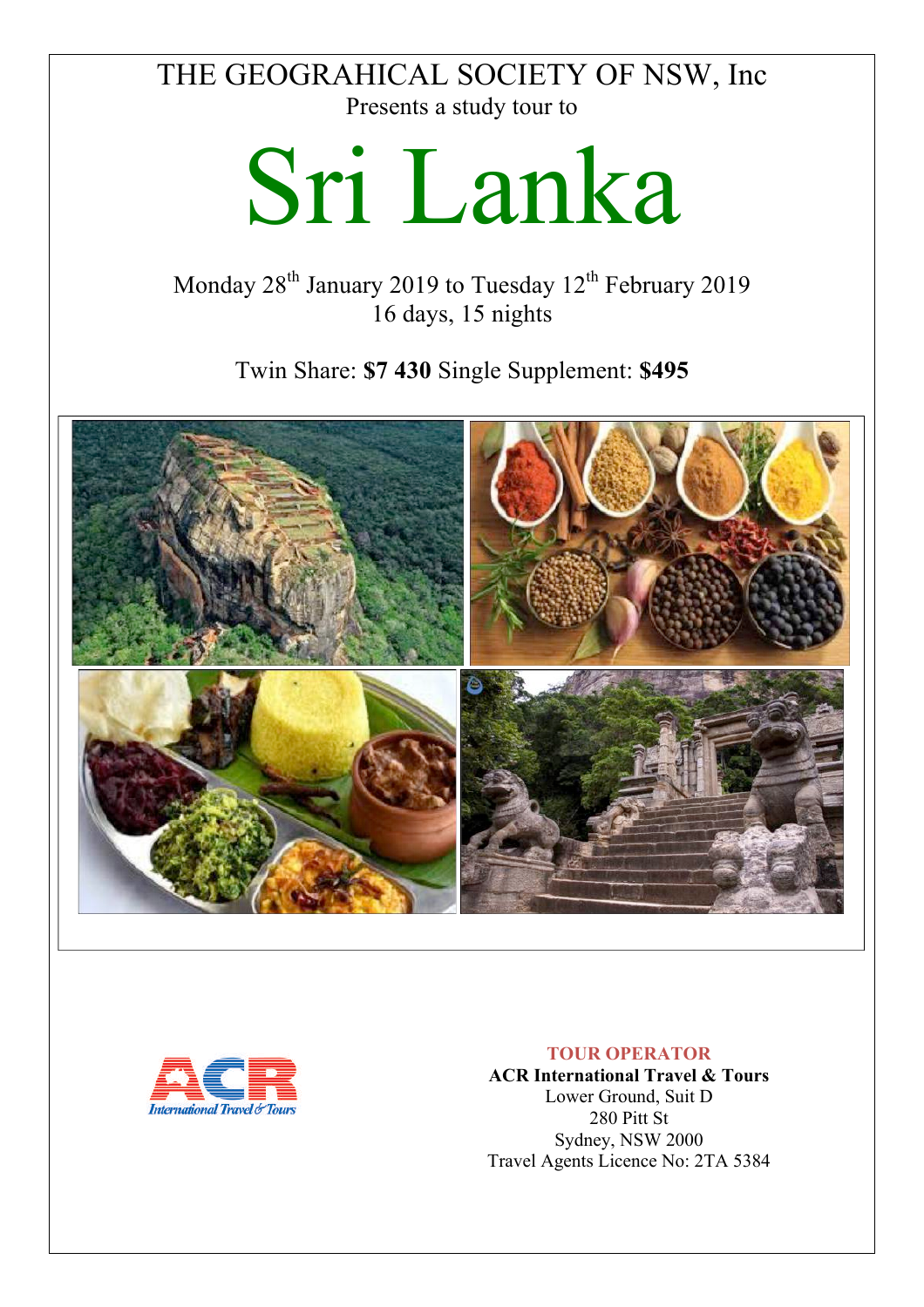THE GEOGRAHICAL SOCIETY OF NSW, Inc

Presents a study tour to

# Sri Lanka

Monday 28th January 2019 to Tuesday 12th February 2019
16 days, 15 nights

Twin Share: **$7 430** Single Supplement: **$495**

**TOUR OPERATOR**

**ACR International Travel & Tours**
Lower Ground, Suit D
280 Pitt St
Sydney, NSW 2000
Travel Agents Licence No: 2TA 5384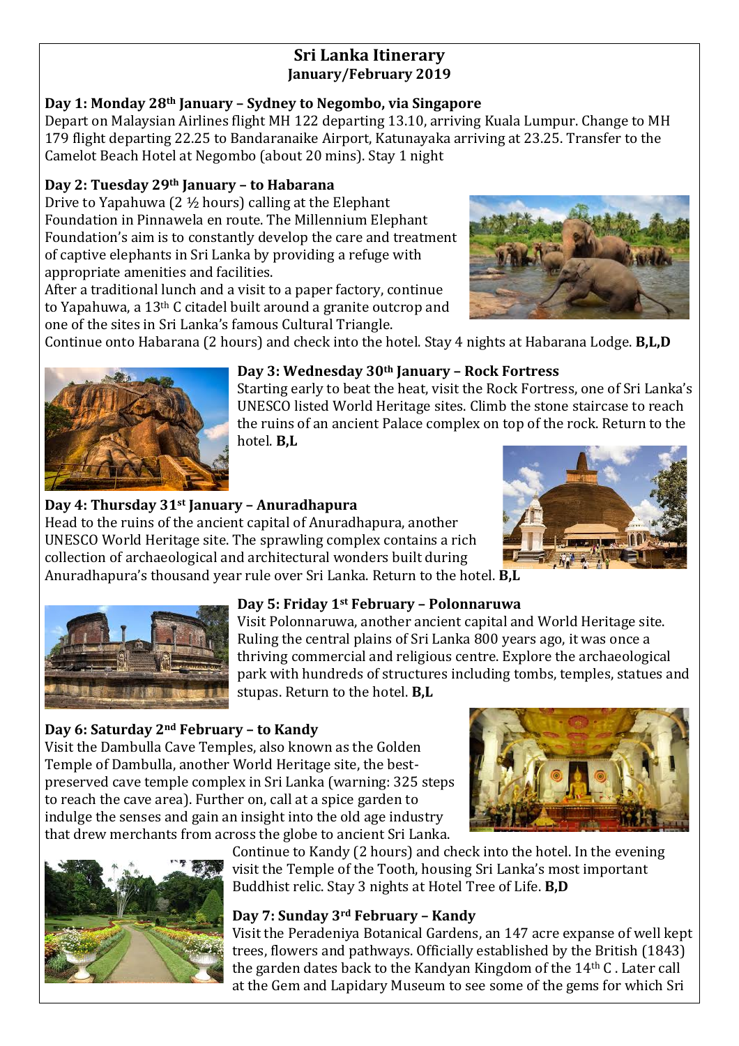# Sri Lanka Itinerary
## January/February 2019

**Day 1: Monday 28th January – Sydney to Negombo, via Singapore**

Depart on Malaysian Airlines flight MH 122 departing 13.10, arriving Kuala Lumpur. Change to MH 179 flight departing 22.25 to Bandaranaike Airport, Katunayaka arriving at 23.25. Transfer to the Camelot Beach Hotel at Negombo (about 20 mins). Stay 1 night

**Day 2: Tuesday 29th January – to Habarana**

Drive to Yapahuwa (2 ½ hours) calling at the Elephant Foundation in Pinnawela en route. The Millennium Elephant Foundation's aim is to constantly develop the care and treatment of captive elephants in Sri Lanka by providing a refuge with appropriate amenities and facilities.

After a traditional lunch and a visit to a paper factory, continue to Yapahuwa, a 13th C citadel built around a granite outcrop and one of the sites in Sri Lanka's famous Cultural Triangle.

Continue onto Habarana (2 hours) and check into the hotel. Stay 4 nights at Habarana Lodge. **B,L,D**

**Day 3: Wednesday 30th January – Rock Fortress**

Starting early to beat the heat, visit the Rock Fortress, one of Sri Lanka's UNESCO listed World Heritage sites. Climb the stone staircase to reach the ruins of an ancient Palace complex on top of the rock. Return to the hotel. **B,L**

**Day 4: Thursday 31st January – Anuradhapura**

Head to the ruins of the ancient capital of Anuradhapura, another UNESCO World Heritage site. The sprawling complex contains a rich collection of archaeological and architectural wonders built during Anuradhapura's thousand year rule over Sri Lanka. Return to the hotel. **B,L**

**Day 5: Friday 1st February – Polonnaruwa**

Visit Polonnaruwa, another ancient capital and World Heritage site. Ruling the central plains of Sri Lanka 800 years ago, it was once a thriving commercial and religious centre. Explore the archaeological park with hundreds of structures including tombs, temples, statues and stupas. Return to the hotel. **B,L**

**Day 6: Saturday 2nd February – to Kandy**

Visit the Dambulla Cave Temples, also known as the Golden Temple of Dambulla, another World Heritage site, the best-preserved cave temple complex in Sri Lanka (warning: 325 steps to reach the cave area). Further on, call at a spice garden to indulge the senses and gain an insight into the old age industry that drew merchants from across the globe to ancient Sri Lanka.

Continue to Kandy (2 hours) and check into the hotel. In the evening visit the Temple of the Tooth, housing Sri Lanka's most important Buddhist relic. Stay 3 nights at Hotel Tree of Life. **B,D**

**Day 7: Sunday 3rd February – Kandy**

Visit the Peradeniya Botanical Gardens, an 147 acre expanse of well kept trees, flowers and pathways. Officially established by the British (1843) the garden dates back to the Kandyan Kingdom of the 14th C . Later call at the Gem and Lapidary Museum to see some of the gems for which Sri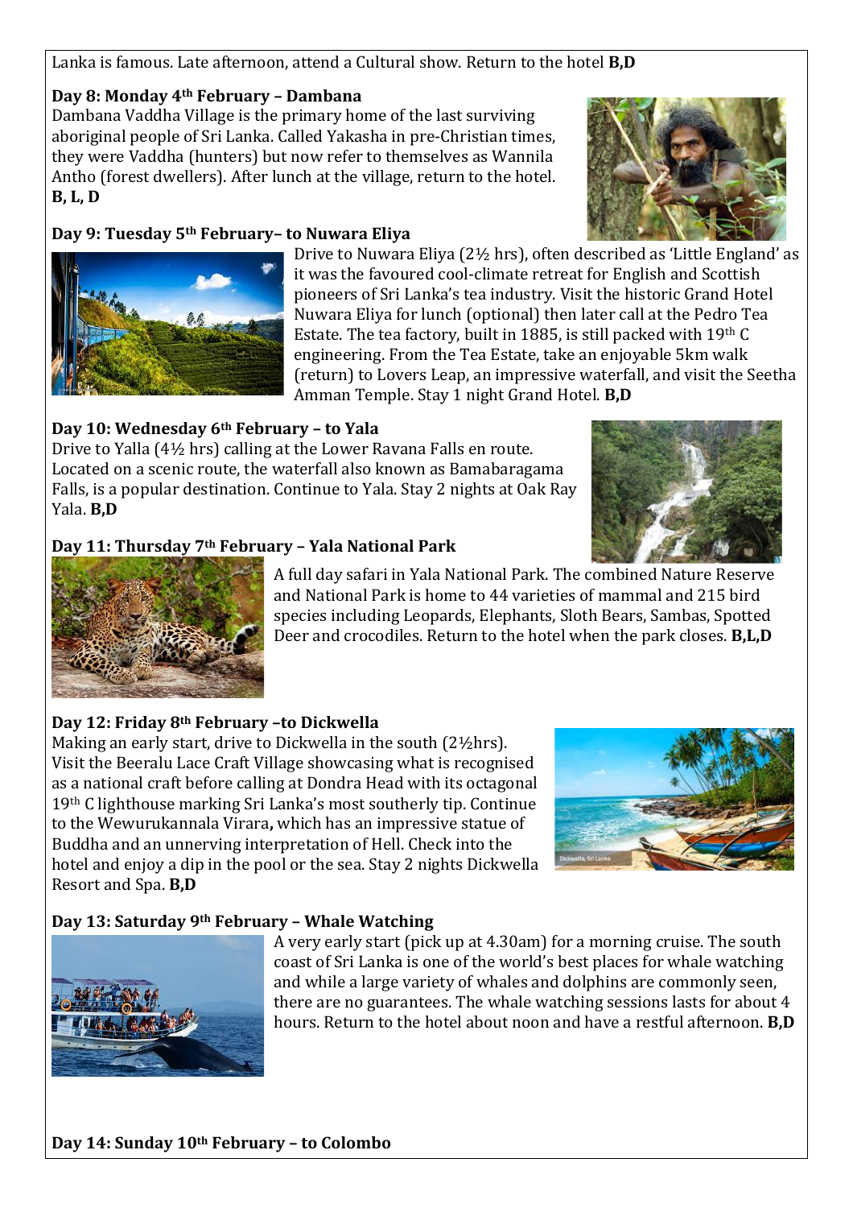Lanka is famous. Late afternoon, attend a Cultural show. Return to the hotel **B,D**

**Day 8: Monday 4th February – Dambana**

Dambana Vaddha Village is the primary home of the last surviving aboriginal people of Sri Lanka. Called Yakasha in pre-Christian times, they were Vaddha (hunters) but now refer to themselves as Wannila Antho (forest dwellers). After lunch at the village, return to the hotel. **B, L, D**

**Day 9: Tuesday 5th February– to Nuwara Eliya**

Drive to Nuwara Eliya (2½ hrs), often described as 'Little England' as it was the favoured cool-climate retreat for English and Scottish pioneers of Sri Lanka's tea industry. Visit the historic Grand Hotel Nuwara Eliya for lunch (optional) then later call at the Pedro Tea Estate. The tea factory, built in 1885, is still packed with 19th C engineering. From the Tea Estate, take an enjoyable 5km walk (return) to Lovers Leap, an impressive waterfall, and visit the Seetha Amman Temple. Stay 1 night Grand Hotel. **B,D**

**Day 10: Wednesday 6th February – to Yala**

Drive to Yalla (4½ hrs) calling at the Lower Ravana Falls en route. Located on a scenic route, the waterfall also known as Bamabaragama Falls, is a popular destination. Continue to Yala. Stay 2 nights at Oak Ray Yala. **B,D**

**Day 11: Thursday 7th February – Yala National Park**

A full day safari in Yala National Park. The combined Nature Reserve and National Park is home to 44 varieties of mammal and 215 bird species including Leopards, Elephants, Sloth Bears, Sambas, Spotted Deer and crocodiles. Return to the hotel when the park closes. **B,L,D**

**Day 12: Friday 8th February –to Dickwella**

Making an early start, drive to Dickwella in the south (2½hrs). Visit the Beeralu Lace Craft Village showcasing what is recognised as a national craft before calling at Dondra Head with its octagonal 19th C lighthouse marking Sri Lanka's most southerly tip. Continue to the Wewurukannala Virara**,** which has an impressive statue of Buddha and an unnerving interpretation of Hell. Check into the hotel and enjoy a dip in the pool or the sea. Stay 2 nights Dickwella Resort and Spa. **B,D**

**Day 13: Saturday 9th February – Whale Watching**

A very early start (pick up at 4.30am) for a morning cruise. The south coast of Sri Lanka is one of the world's best places for whale watching and while a large variety of whales and dolphins are commonly seen, there are no guarantees. The whale watching sessions lasts for about 4 hours. Return to the hotel about noon and have a restful afternoon. **B,D**

**Day 14: Sunday 10th February – to Colombo**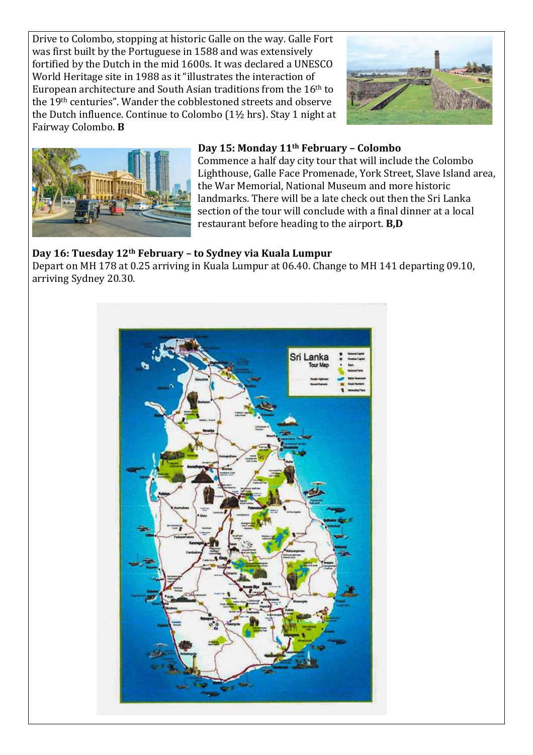Drive to Colombo, stopping at historic Galle on the way. Galle Fort was first built by the Portuguese in 1588 and was extensively fortified by the Dutch in the mid 1600s. It was declared a UNESCO World Heritage site in 1988 as it "illustrates the interaction of European architecture and South Asian traditions from the 16th to the 19th centuries". Wander the cobblestoned streets and observe the Dutch influence. Continue to Colombo (1½ hrs). Stay 1 night at Fairway Colombo. **B**

**Day 15: Monday 11th February – Colombo**

Commence a half day city tour that will include the Colombo Lighthouse, Galle Face Promenade, York Street, Slave Island area, the War Memorial, National Museum and more historic landmarks. There will be a late check out then the Sri Lanka section of the tour will conclude with a final dinner at a local restaurant before heading to the airport. **B,D**

**Day 16: Tuesday 12th February – to Sydney via Kuala Lumpur**

Depart on MH 178 at 0.25 arriving in Kuala Lumpur at 06.40. Change to MH 141 departing 09.10, arriving Sydney 20.30.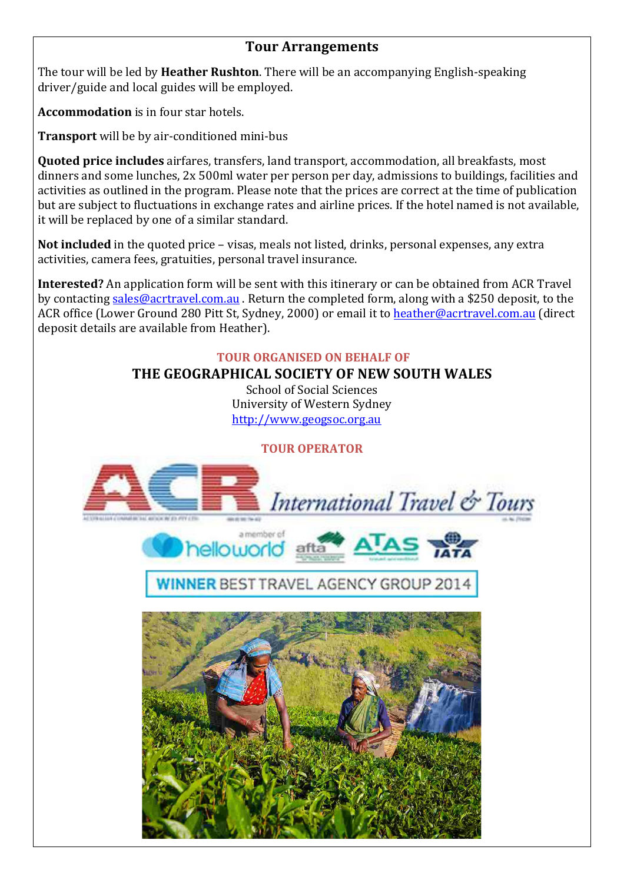## Tour Arrangements

The tour will be led by **Heather Rushton**. There will be an accompanying English-speaking driver/guide and local guides will be employed.

**Accommodation** is in four star hotels.

**Transport** will be by air-conditioned mini-bus

**Quoted price includes** airfares, transfers, land transport, accommodation, all breakfasts, most dinners and some lunches, 2x 500ml water per person per day, admissions to buildings, facilities and activities as outlined in the program. Please note that the prices are correct at the time of publication but are subject to fluctuations in exchange rates and airline prices. If the hotel named is not available, it will be replaced by one of a similar standard.

**Not included** in the quoted price – visas, meals not listed, drinks, personal expenses, any extra activities, camera fees, gratuities, personal travel insurance.

**Interested?** An application form will be sent with this itinerary or can be obtained from ACR Travel by contacting sales@acrtravel.com.au . Return the completed form, along with a $250 deposit, to the ACR office (Lower Ground 280 Pitt St, Sydney, 2000) or email it to heather@acrtravel.com.au (direct deposit details are available from Heather).

TOUR ORGANISED ON BEHALF OF

**THE GEOGRAPHICAL SOCIETY OF NEW SOUTH WALES**

School of Social Sciences
University of Western Sydney
http://www.geogsoc.org.au

TOUR OPERATOR

ACR International Travel & Tours

a member of helloworld — afta — ATAS — IATA

WINNER BEST TRAVEL AGENCY GROUP 2014